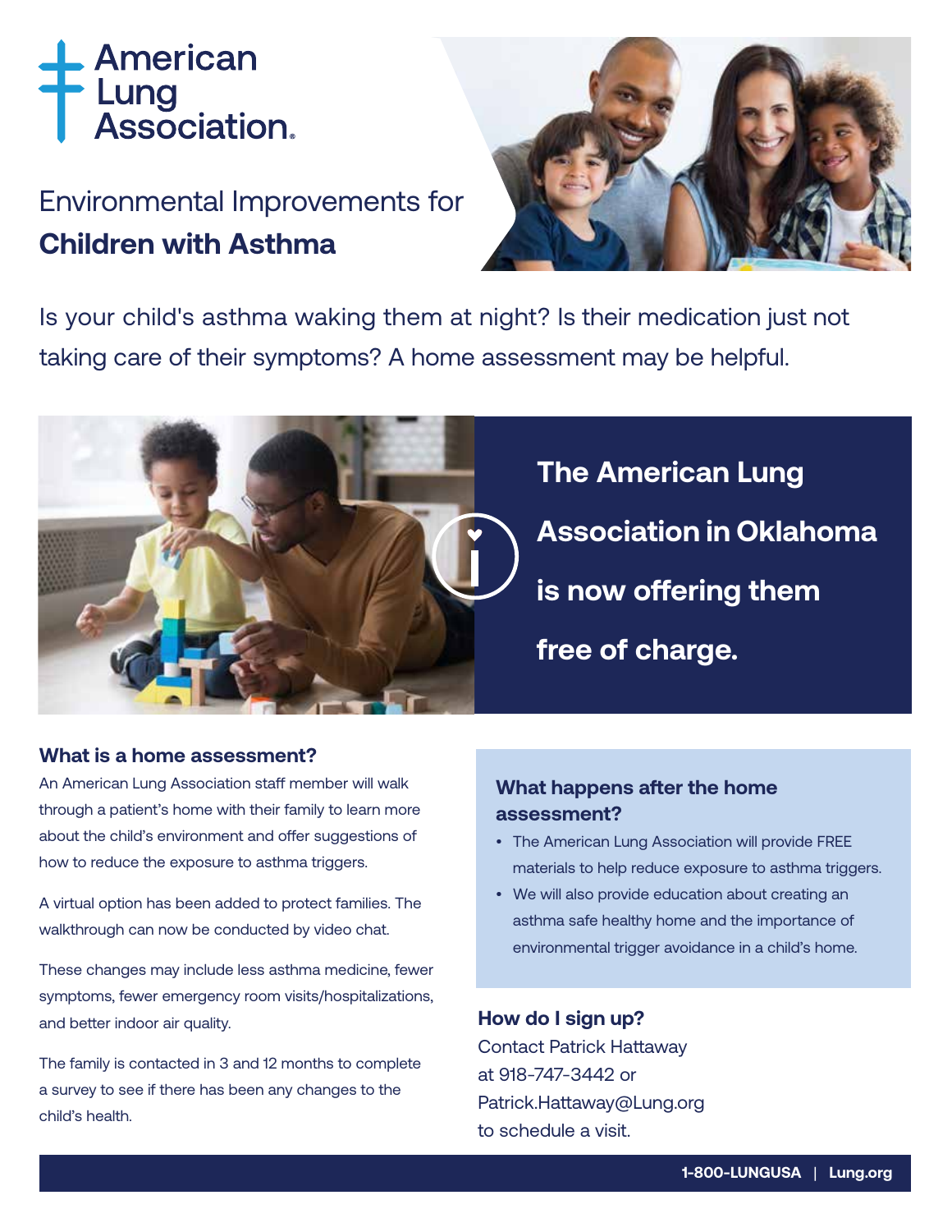American Lung Association.

# Environmental Improvements for **Children with Asthma**

Is your child's asthma waking them at night? Is their medication just not taking care of their symptoms? A home assessment may be helpful.

**The American Lung Association in Oklahoma is now offering them free of charge.**

### What is a home assessment?

An American Lung Association staff member will walk through a patient's home with their family to learn more about the child's environment and offer suggestions of how to reduce the exposure to asthma triggers.

A virtual option has been added to protect families. The walkthrough can now be conducted by video chat.

These changes may include less asthma medicine, fewer symptoms, fewer emergency room visits/hospitalizations, and better indoor air quality.

The family is contacted in 3 and 12 months to complete a survey to see if there has been any changes to the child's health.

### What happens after the home assessment?

- The American Lung Association will provide FREE materials to help reduce exposure to asthma triggers.
- We will also provide education about creating an asthma safe healthy home and the importance of environmental trigger avoidance in a child's home.

### How do I sign up?

Contact Patrick Hattaway at 918-747-3442 or Patrick.Hattaway@Lung.org to schedule a visit.

**1-800-LUNGUSA | Lung.org**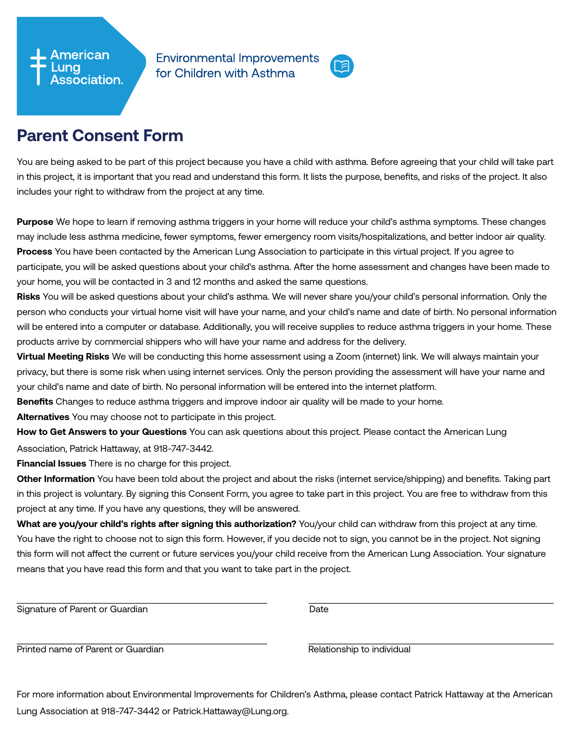American Lung Association.

Environmental Improvements for Children with Asthma

# Parent Consent Form

You are being asked to be part of this project because you have a child with asthma. Before agreeing that your child will take part in this project, it is important that you read and understand this form. It lists the purpose, benefits, and risks of the project. It also includes your right to withdraw from the project at any time.

**Purpose** We hope to learn if removing asthma triggers in your home will reduce your child's asthma symptoms. These changes may include less asthma medicine, fewer symptoms, fewer emergency room visits/hospitalizations, and better indoor air quality.

**Process** You have been contacted by the American Lung Association to participate in this virtual project. If you agree to participate, you will be asked questions about your child's asthma. After the home assessment and changes have been made to your home, you will be contacted in 3 and 12 months and asked the same questions.

**Risks** You will be asked questions about your child's asthma. We will never share you/your child's personal information. Only the person who conducts your virtual home visit will have your name, and your child's name and date of birth. No personal information will be entered into a computer or database. Additionally, you will receive supplies to reduce asthma triggers in your home. These products arrive by commercial shippers who will have your name and address for the delivery.

**Virtual Meeting Risks** We will be conducting this home assessment using a Zoom (internet) link. We will always maintain your privacy, but there is some risk when using internet services. Only the person providing the assessment will have your name and your child's name and date of birth. No personal information will be entered into the internet platform.

**Benefits** Changes to reduce asthma triggers and improve indoor air quality will be made to your home.

**Alternatives** You may choose not to participate in this project.

**How to Get Answers to your Questions** You can ask questions about this project. Please contact the American Lung Association, Patrick Hattaway, at 918-747-3442.

**Financial Issues** There is no charge for this project.

**Other Information** You have been told about the project and about the risks (internet service/shipping) and benefits. Taking part in this project is voluntary. By signing this Consent Form, you agree to take part in this project. You are free to withdraw from this project at any time. If you have any questions, they will be answered.

**What are you/your child's rights after signing this authorization?** You/your child can withdraw from this project at any time. You have the right to choose not to sign this form. However, if you decide not to sign, you cannot be in the project. Not signing this form will not affect the current or future services you/your child receive from the American Lung Association. Your signature means that you have read this form and that you want to take part in the project.

_______________________________________
Signature of Parent or Guardian

_______________________________________
Date

_______________________________________
Printed name of Parent or Guardian

_______________________________________
Relationship to individual

For more information about Environmental Improvements for Children's Asthma, please contact Patrick Hattaway at the American Lung Association at 918-747-3442 or Patrick.Hattaway@Lung.org.